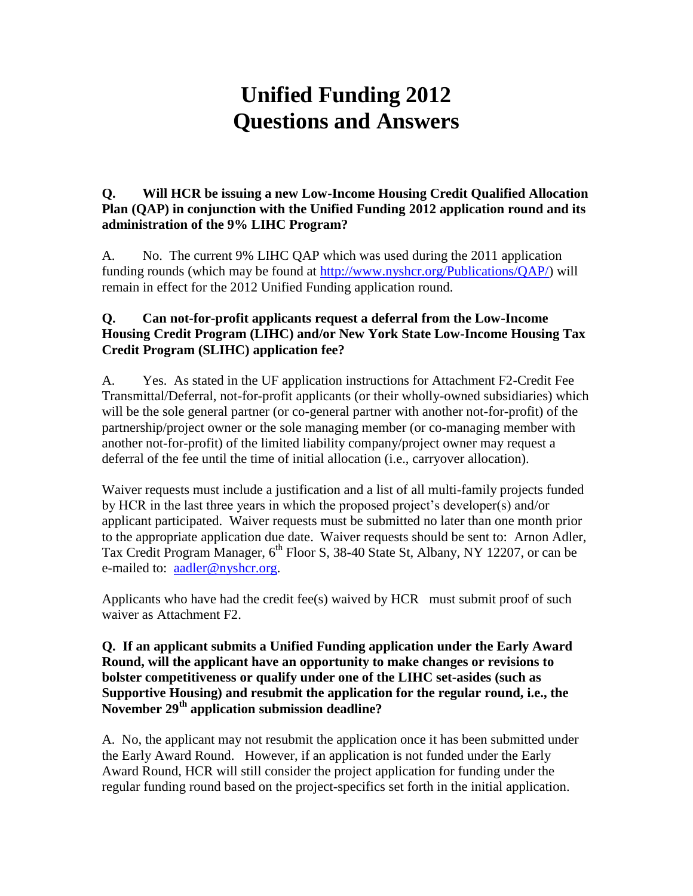# Unified Funding 2012
# Questions and Answers

**Q. Will HCR be issuing a new Low-Income Housing Credit Qualified Allocation Plan (QAP) in conjunction with the Unified Funding 2012 application round and its administration of the 9% LIHC Program?**

A. No. The current 9% LIHC QAP which was used during the 2011 application funding rounds (which may be found at [http://www.nyshcr.org/Publications/QAP/](http://www.nyshcr.org/Publications/QAP/)) will remain in effect for the 2012 Unified Funding application round.

**Q. Can not-for-profit applicants request a deferral from the Low-Income Housing Credit Program (LIHC) and/or New York State Low-Income Housing Tax Credit Program (SLIHC) application fee?**

A. Yes. As stated in the UF application instructions for Attachment F2-Credit Fee Transmittal/Deferral, not-for-profit applicants (or their wholly-owned subsidiaries) which will be the sole general partner (or co-general partner with another not-for-profit) of the partnership/project owner or the sole managing member (or co-managing member with another not-for-profit) of the limited liability company/project owner may request a deferral of the fee until the time of initial allocation (i.e., carryover allocation).

Waiver requests must include a justification and a list of all multi-family projects funded by HCR in the last three years in which the proposed project's developer(s) and/or applicant participated. Waiver requests must be submitted no later than one month prior to the appropriate application due date. Waiver requests should be sent to: Arnon Adler, Tax Credit Program Manager, 6th Floor S, 38-40 State St, Albany, NY 12207, or can be e-mailed to: [aadler@nyshcr.org](mailto:aadler@nyshcr.org).

Applicants who have had the credit fee(s) waived by HCR must submit proof of such waiver as Attachment F2.

**Q. If an applicant submits a Unified Funding application under the Early Award Round, will the applicant have an opportunity to make changes or revisions to bolster competitiveness or qualify under one of the LIHC set-asides (such as Supportive Housing) and resubmit the application for the regular round, i.e., the November 29th application submission deadline?**

A. No, the applicant may not resubmit the application once it has been submitted under the Early Award Round. However, if an application is not funded under the Early Award Round, HCR will still consider the project application for funding under the regular funding round based on the project-specifics set forth in the initial application.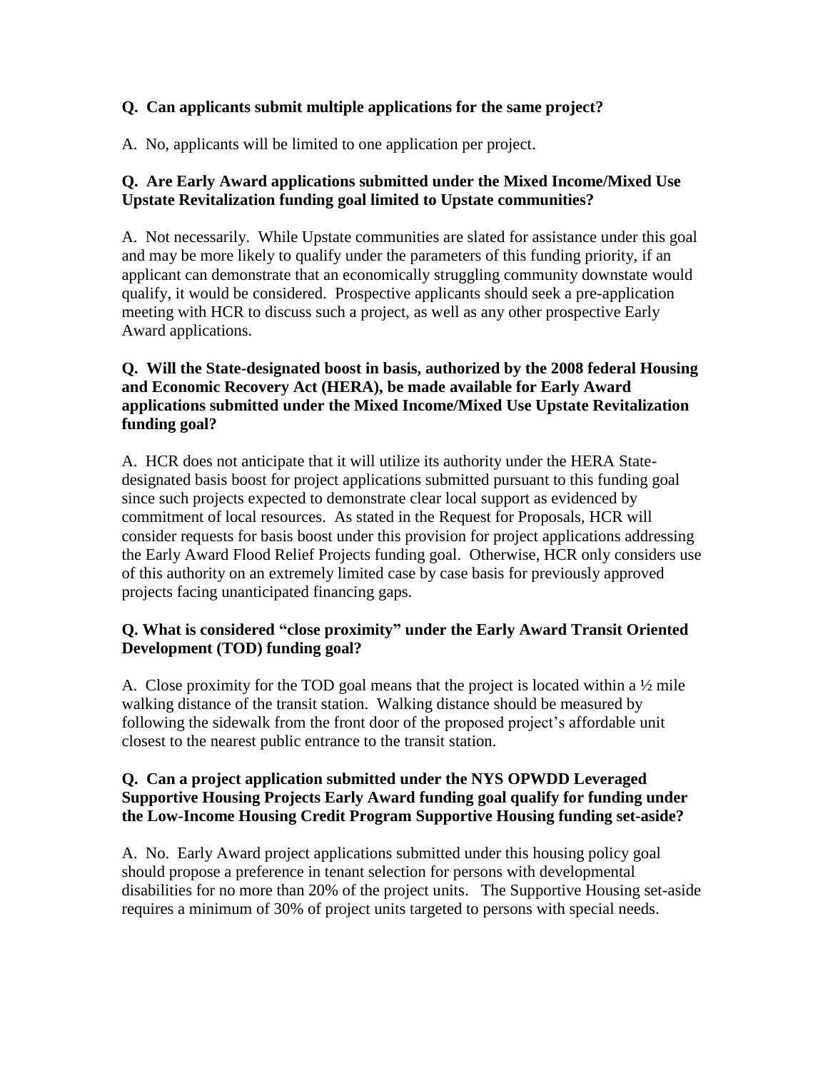**Q. Can applicants submit multiple applications for the same project?**

A. No, applicants will be limited to one application per project.

**Q. Are Early Award applications submitted under the Mixed Income/Mixed Use Upstate Revitalization funding goal limited to Upstate communities?**

A. Not necessarily. While Upstate communities are slated for assistance under this goal and may be more likely to qualify under the parameters of this funding priority, if an applicant can demonstrate that an economically struggling community downstate would qualify, it would be considered. Prospective applicants should seek a pre-application meeting with HCR to discuss such a project, as well as any other prospective Early Award applications.

**Q. Will the State-designated boost in basis, authorized by the 2008 federal Housing and Economic Recovery Act (HERA), be made available for Early Award applications submitted under the Mixed Income/Mixed Use Upstate Revitalization funding goal?**

A. HCR does not anticipate that it will utilize its authority under the HERA State-designated basis boost for project applications submitted pursuant to this funding goal since such projects expected to demonstrate clear local support as evidenced by commitment of local resources. As stated in the Request for Proposals, HCR will consider requests for basis boost under this provision for project applications addressing the Early Award Flood Relief Projects funding goal. Otherwise, HCR only considers use of this authority on an extremely limited case by case basis for previously approved projects facing unanticipated financing gaps.

**Q. What is considered "close proximity" under the Early Award Transit Oriented Development (TOD) funding goal?**

A. Close proximity for the TOD goal means that the project is located within a ½ mile walking distance of the transit station. Walking distance should be measured by following the sidewalk from the front door of the proposed project's affordable unit closest to the nearest public entrance to the transit station.

**Q. Can a project application submitted under the NYS OPWDD Leveraged Supportive Housing Projects Early Award funding goal qualify for funding under the Low-Income Housing Credit Program Supportive Housing funding set-aside?**

A. No. Early Award project applications submitted under this housing policy goal should propose a preference in tenant selection for persons with developmental disabilities for no more than 20% of the project units. The Supportive Housing set-aside requires a minimum of 30% of project units targeted to persons with special needs.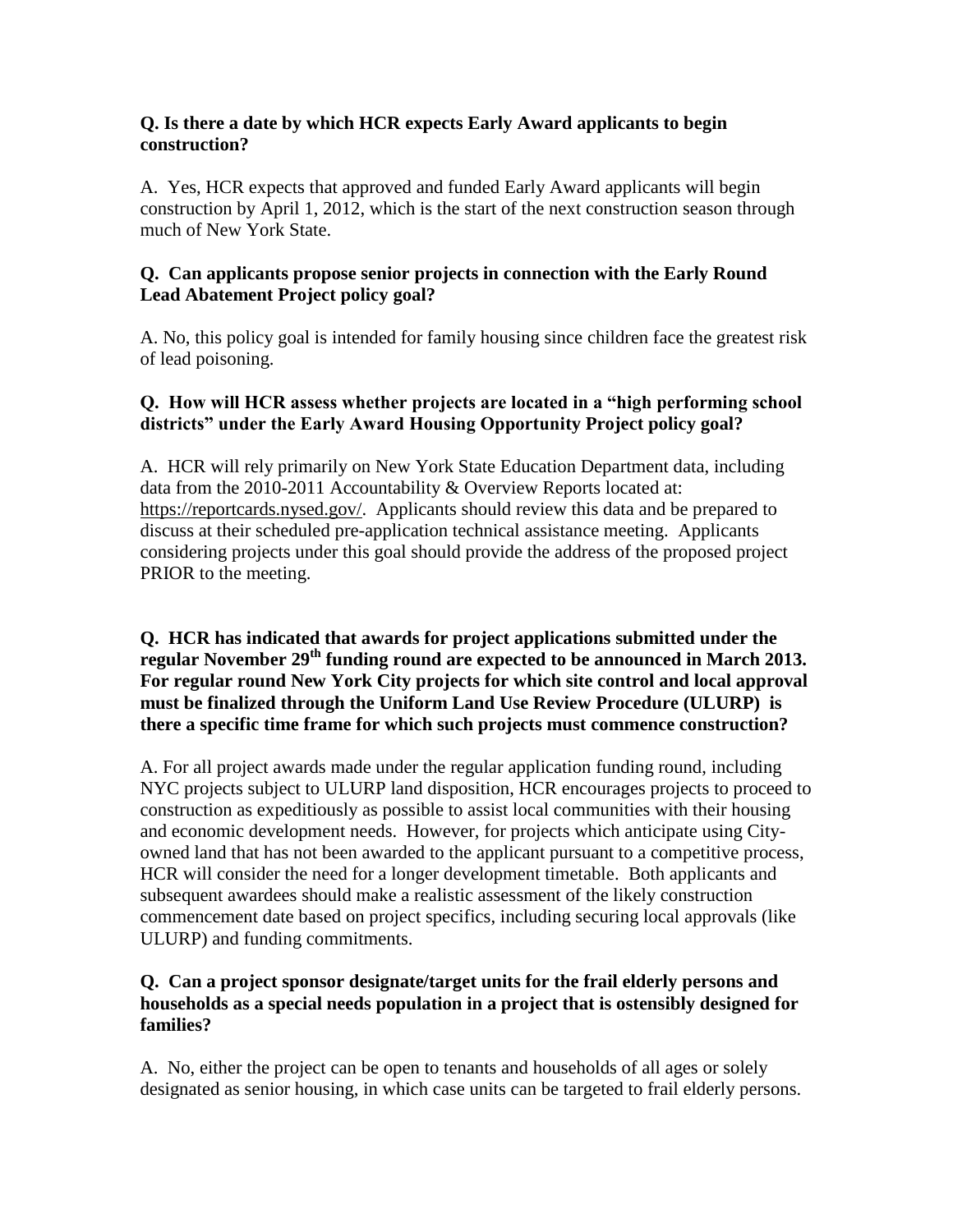**Q. Is there a date by which HCR expects Early Award applicants to begin construction?**

A. Yes, HCR expects that approved and funded Early Award applicants will begin construction by April 1, 2012, which is the start of the next construction season through much of New York State.

**Q. Can applicants propose senior projects in connection with the Early Round Lead Abatement Project policy goal?**

A. No, this policy goal is intended for family housing since children face the greatest risk of lead poisoning.

**Q. How will HCR assess whether projects are located in a "high performing school districts" under the Early Award Housing Opportunity Project policy goal?**

A. HCR will rely primarily on New York State Education Department data, including data from the 2010-2011 Accountability & Overview Reports located at: https://reportcards.nysed.gov/. Applicants should review this data and be prepared to discuss at their scheduled pre-application technical assistance meeting. Applicants considering projects under this goal should provide the address of the proposed project PRIOR to the meeting.

**Q. HCR has indicated that awards for project applications submitted under the regular November 29th funding round are expected to be announced in March 2013. For regular round New York City projects for which site control and local approval must be finalized through the Uniform Land Use Review Procedure (ULURP) is there a specific time frame for which such projects must commence construction?**

A. For all project awards made under the regular application funding round, including NYC projects subject to ULURP land disposition, HCR encourages projects to proceed to construction as expeditiously as possible to assist local communities with their housing and economic development needs. However, for projects which anticipate using City-owned land that has not been awarded to the applicant pursuant to a competitive process, HCR will consider the need for a longer development timetable. Both applicants and subsequent awardees should make a realistic assessment of the likely construction commencement date based on project specifics, including securing local approvals (like ULURP) and funding commitments.

**Q. Can a project sponsor designate/target units for the frail elderly persons and households as a special needs population in a project that is ostensibly designed for families?**

A. No, either the project can be open to tenants and households of all ages or solely designated as senior housing, in which case units can be targeted to frail elderly persons.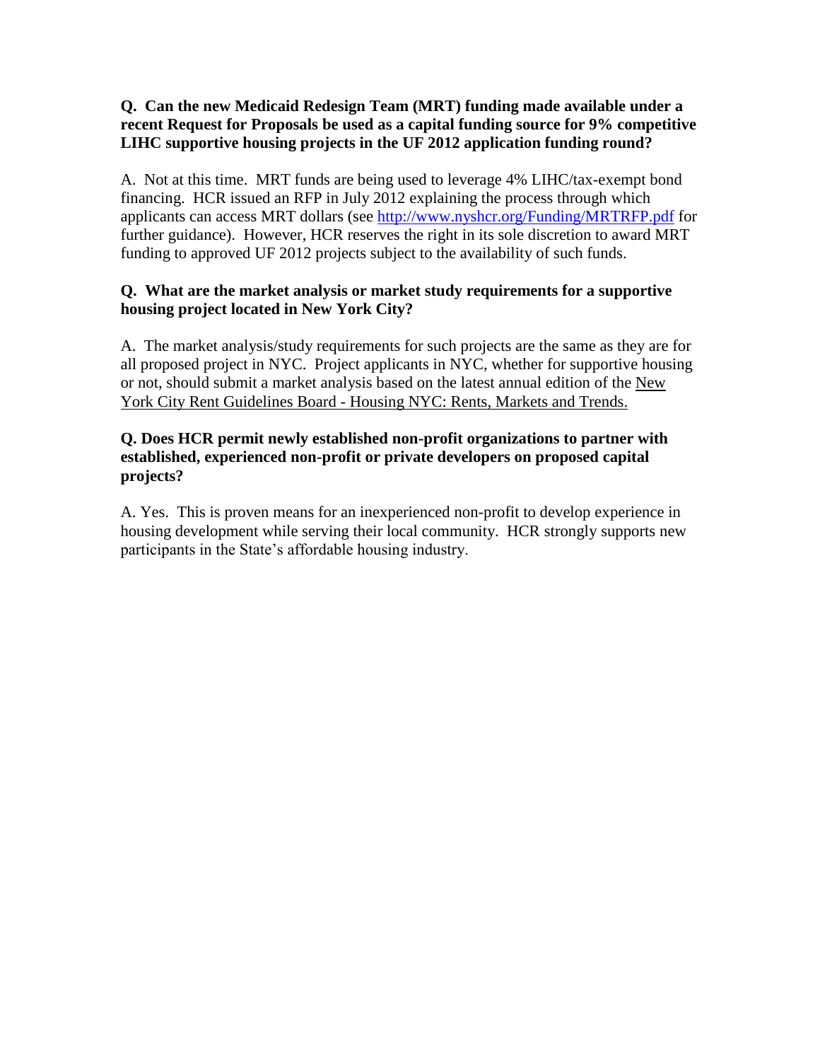**Q. Can the new Medicaid Redesign Team (MRT) funding made available under a recent Request for Proposals be used as a capital funding source for 9% competitive LIHC supportive housing projects in the UF 2012 application funding round?**

A. Not at this time. MRT funds are being used to leverage 4% LIHC/tax-exempt bond financing. HCR issued an RFP in July 2012 explaining the process through which applicants can access MRT dollars (see http://www.nyshcr.org/Funding/MRTRFP.pdf for further guidance). However, HCR reserves the right in its sole discretion to award MRT funding to approved UF 2012 projects subject to the availability of such funds.

**Q. What are the market analysis or market study requirements for a supportive housing project located in New York City?**

A. The market analysis/study requirements for such projects are the same as they are for all proposed project in NYC. Project applicants in NYC, whether for supportive housing or not, should submit a market analysis based on the latest annual edition of the New York City Rent Guidelines Board - Housing NYC: Rents, Markets and Trends.

**Q. Does HCR permit newly established non-profit organizations to partner with established, experienced non-profit or private developers on proposed capital projects?**

A. Yes. This is proven means for an inexperienced non-profit to develop experience in housing development while serving their local community. HCR strongly supports new participants in the State's affordable housing industry.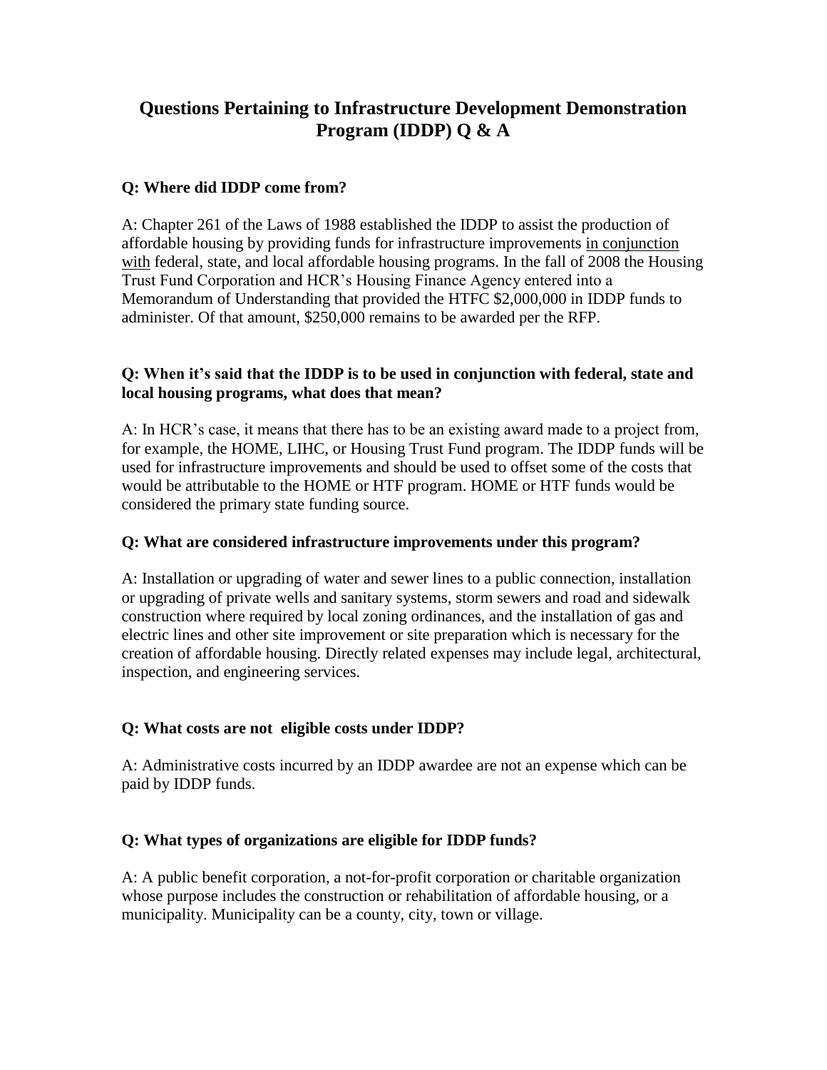# Questions Pertaining to Infrastructure Development Demonstration Program (IDDP) Q & A

**Q: Where did IDDP come from?**

A: Chapter 261 of the Laws of 1988 established the IDDP to assist the production of affordable housing by providing funds for infrastructure improvements <u>in conjunction with</u> federal, state, and local affordable housing programs. In the fall of 2008 the Housing Trust Fund Corporation and HCR's Housing Finance Agency entered into a Memorandum of Understanding that provided the HTFC $2,000,000 in IDDP funds to administer. Of that amount, $250,000 remains to be awarded per the RFP.

**Q: When it's said that the IDDP is to be used in conjunction with federal, state and local housing programs, what does that mean?**

A: In HCR's case, it means that there has to be an existing award made to a project from, for example, the HOME, LIHC, or Housing Trust Fund program. The IDDP funds will be used for infrastructure improvements and should be used to offset some of the costs that would be attributable to the HOME or HTF program. HOME or HTF funds would be considered the primary state funding source.

**Q: What are considered infrastructure improvements under this program?**

A: Installation or upgrading of water and sewer lines to a public connection, installation or upgrading of private wells and sanitary systems, storm sewers and road and sidewalk construction where required by local zoning ordinances, and the installation of gas and electric lines and other site improvement or site preparation which is necessary for the creation of affordable housing. Directly related expenses may include legal, architectural, inspection, and engineering services.

**Q: What costs are not eligible costs under IDDP?**

A: Administrative costs incurred by an IDDP awardee are not an expense which can be paid by IDDP funds.

**Q: What types of organizations are eligible for IDDP funds?**

A: A public benefit corporation, a not-for-profit corporation or charitable organization whose purpose includes the construction or rehabilitation of affordable housing, or a municipality. Municipality can be a county, city, town or village.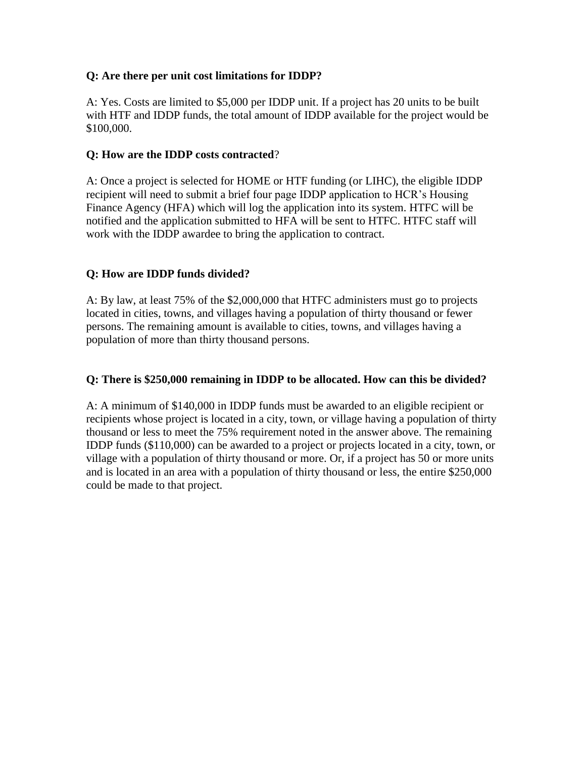**Q: Are there per unit cost limitations for IDDP?**

A: Yes. Costs are limited to $5,000 per IDDP unit. If a project has 20 units to be built with HTF and IDDP funds, the total amount of IDDP available for the project would be $100,000.

**Q: How are the IDDP costs contracted**?

A: Once a project is selected for HOME or HTF funding (or LIHC), the eligible IDDP recipient will need to submit a brief four page IDDP application to HCR's Housing Finance Agency (HFA) which will log the application into its system. HTFC will be notified and the application submitted to HFA will be sent to HTFC. HTFC staff will work with the IDDP awardee to bring the application to contract.

**Q: How are IDDP funds divided?**

A: By law, at least 75% of the $2,000,000 that HTFC administers must go to projects located in cities, towns, and villages having a population of thirty thousand or fewer persons. The remaining amount is available to cities, towns, and villages having a population of more than thirty thousand persons.

**Q: There is $250,000 remaining in IDDP to be allocated. How can this be divided?**

A: A minimum of $140,000 in IDDP funds must be awarded to an eligible recipient or recipients whose project is located in a city, town, or village having a population of thirty thousand or less to meet the 75% requirement noted in the answer above. The remaining IDDP funds ($110,000) can be awarded to a project or projects located in a city, town, or village with a population of thirty thousand or more. Or, if a project has 50 or more units and is located in an area with a population of thirty thousand or less, the entire $250,000 could be made to that project.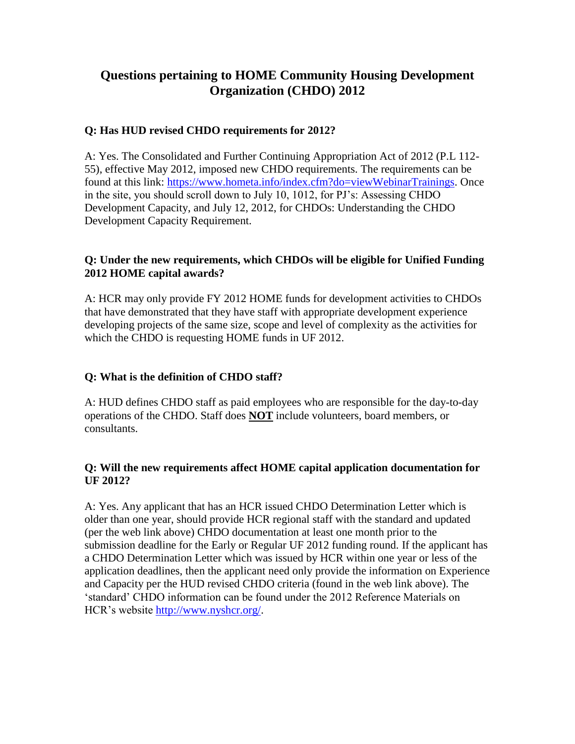# Questions pertaining to HOME Community Housing Development Organization (CHDO) 2012

**Q: Has HUD revised CHDO requirements for 2012?**

A: Yes. The Consolidated and Further Continuing Appropriation Act of 2012 (P.L 112-55), effective May 2012, imposed new CHDO requirements. The requirements can be found at this link: https://www.hometa.info/index.cfm?do=viewWebinarTrainings. Once in the site, you should scroll down to July 10, 1012, for PJ's: Assessing CHDO Development Capacity, and July 12, 2012, for CHDOs: Understanding the CHDO Development Capacity Requirement.

**Q: Under the new requirements, which CHDOs will be eligible for Unified Funding 2012 HOME capital awards?**

A: HCR may only provide FY 2012 HOME funds for development activities to CHDOs that have demonstrated that they have staff with appropriate development experience developing projects of the same size, scope and level of complexity as the activities for which the CHDO is requesting HOME funds in UF 2012.

**Q: What is the definition of CHDO staff?**

A: HUD defines CHDO staff as paid employees who are responsible for the day-to-day operations of the CHDO. Staff does **NOT** include volunteers, board members, or consultants.

**Q: Will the new requirements affect HOME capital application documentation for UF 2012?**

A: Yes. Any applicant that has an HCR issued CHDO Determination Letter which is older than one year, should provide HCR regional staff with the standard and updated (per the web link above) CHDO documentation at least one month prior to the submission deadline for the Early or Regular UF 2012 funding round. If the applicant has a CHDO Determination Letter which was issued by HCR within one year or less of the application deadlines, then the applicant need only provide the information on Experience and Capacity per the HUD revised CHDO criteria (found in the web link above). The 'standard' CHDO information can be found under the 2012 Reference Materials on HCR's website http://www.nyshcr.org/.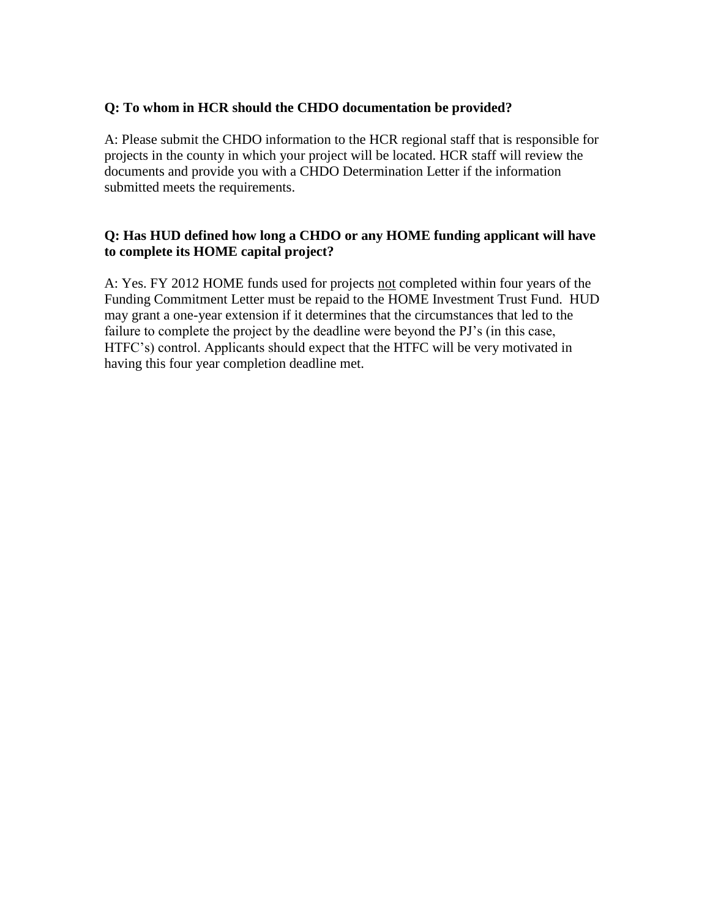**Q: To whom in HCR should the CHDO documentation be provided?**

A: Please submit the CHDO information to the HCR regional staff that is responsible for projects in the county in which your project will be located. HCR staff will review the documents and provide you with a CHDO Determination Letter if the information submitted meets the requirements.

**Q: Has HUD defined how long a CHDO or any HOME funding applicant will have to complete its HOME capital project?**

A: Yes. FY 2012 HOME funds used for projects <u>not</u> completed within four years of the Funding Commitment Letter must be repaid to the HOME Investment Trust Fund. HUD may grant a one-year extension if it determines that the circumstances that led to the failure to complete the project by the deadline were beyond the PJ's (in this case, HTFC's) control. Applicants should expect that the HTFC will be very motivated in having this four year completion deadline met.